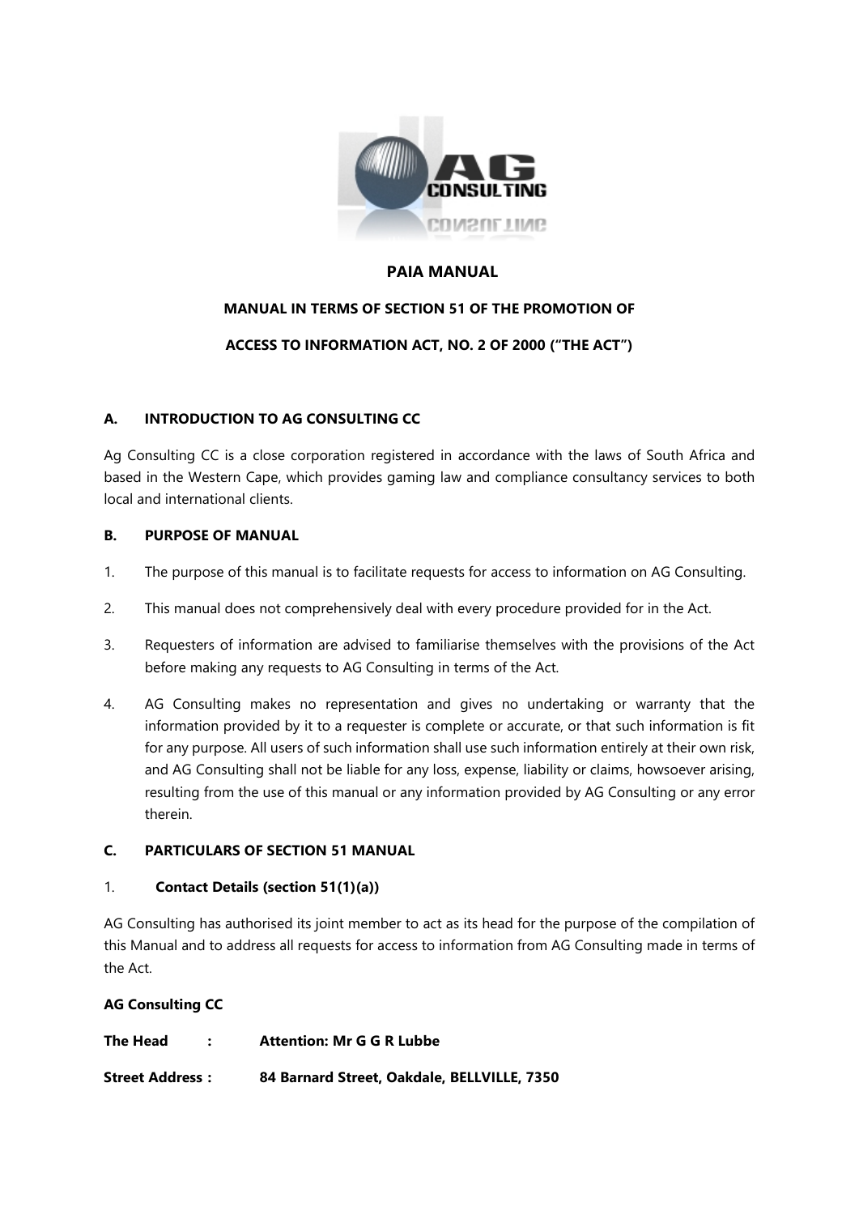# PAIA MANUAL

## MANUAL IN TERMS OF SECTION 51 OF THE PROMOTION OF ACCESS TO INFORMATION ACT, NO. 2 OF 2000 ("THE ACT")

### A. INTRODUCTION TO AG CONSULTING CC

Ag Consulting CC is a close corporation registered in accordance with the laws of South Africa and based in the Western Cape, which provides gaming law and compliance consultancy services to both local and international clients.

### B. PURPOSE OF MANUAL

1. The purpose of this manual is to facilitate requests for access to information on AG Consulting.
2. This manual does not comprehensively deal with every procedure provided for in the Act.
3. Requesters of information are advised to familiarise themselves with the provisions of the Act before making any requests to AG Consulting in terms of the Act.
4. AG Consulting makes no representation and gives no undertaking or warranty that the information provided by it to a requester is complete or accurate, or that such information is fit for any purpose. All users of such information shall use such information entirely at their own risk, and AG Consulting shall not be liable for any loss, expense, liability or claims, howsoever arising, resulting from the use of this manual or any information provided by AG Consulting or any error therein.

### C. PARTICULARS OF SECTION 51 MANUAL

1. **Contact Details (section 51(1)(a))**

AG Consulting has authorised its joint member to act as its head for the purpose of the compilation of this Manual and to address all requests for access to information from AG Consulting made in terms of the Act.

**AG Consulting CC**

**The Head :** **Attention: Mr G G R Lubbe**

**Street Address :** **84 Barnard Street, Oakdale, BELLVILLE, 7350**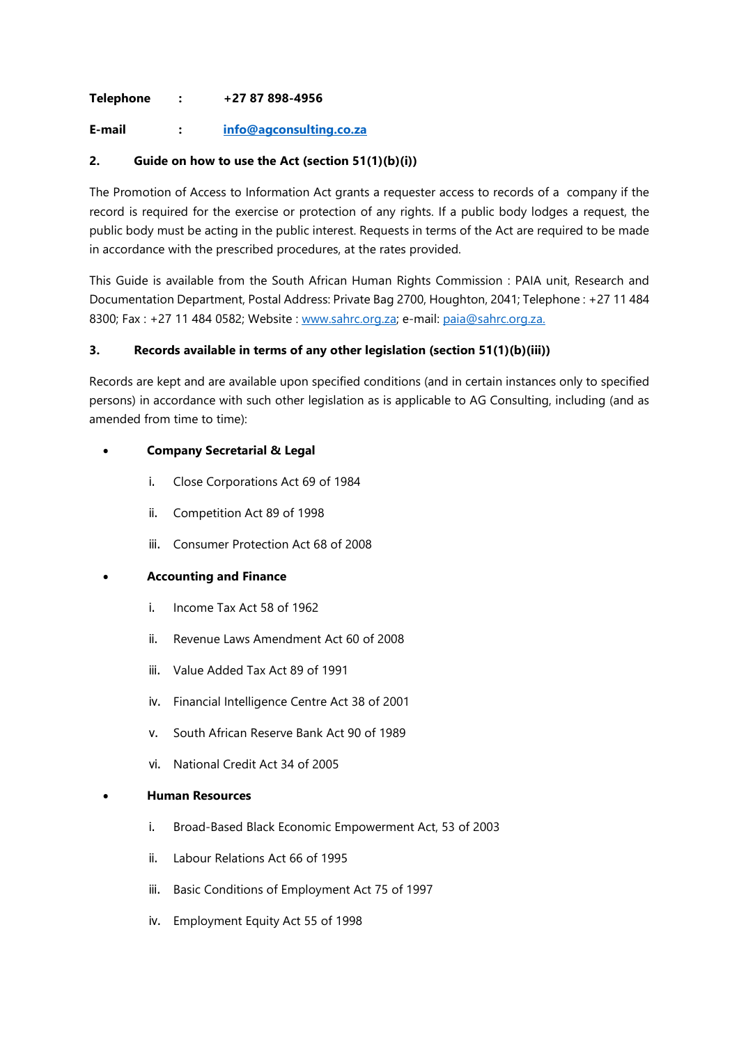**Telephone** : **+27 87 898-4956**

**E-mail** : **info@agconsulting.co.za**

## 2. Guide on how to use the Act (section 51(1)(b)(i))

The Promotion of Access to Information Act grants a requester access to records of a company if the record is required for the exercise or protection of any rights. If a public body lodges a request, the public body must be acting in the public interest. Requests in terms of the Act are required to be made in accordance with the prescribed procedures, at the rates provided.

This Guide is available from the South African Human Rights Commission : PAIA unit, Research and Documentation Department, Postal Address: Private Bag 2700, Houghton, 2041; Telephone : +27 11 484 8300; Fax : +27 11 484 0582; Website : www.sahrc.org.za; e-mail: paia@sahrc.org.za.

## 3. Records available in terms of any other legislation (section 51(1)(b)(iii))

Records are kept and are available upon specified conditions (and in certain instances only to specified persons) in accordance with such other legislation as is applicable to AG Consulting, including (and as amended from time to time):

- **Company Secretarial & Legal**
  - i. Close Corporations Act 69 of 1984
  - ii. Competition Act 89 of 1998
  - iii. Consumer Protection Act 68 of 2008
- **Accounting and Finance**
  - i. Income Tax Act 58 of 1962
  - ii. Revenue Laws Amendment Act 60 of 2008
  - iii. Value Added Tax Act 89 of 1991
  - iv. Financial Intelligence Centre Act 38 of 2001
  - v. South African Reserve Bank Act 90 of 1989
  - vi. National Credit Act 34 of 2005
- **Human Resources**
  - i. Broad-Based Black Economic Empowerment Act, 53 of 2003
  - ii. Labour Relations Act 66 of 1995
  - iii. Basic Conditions of Employment Act 75 of 1997
  - iv. Employment Equity Act 55 of 1998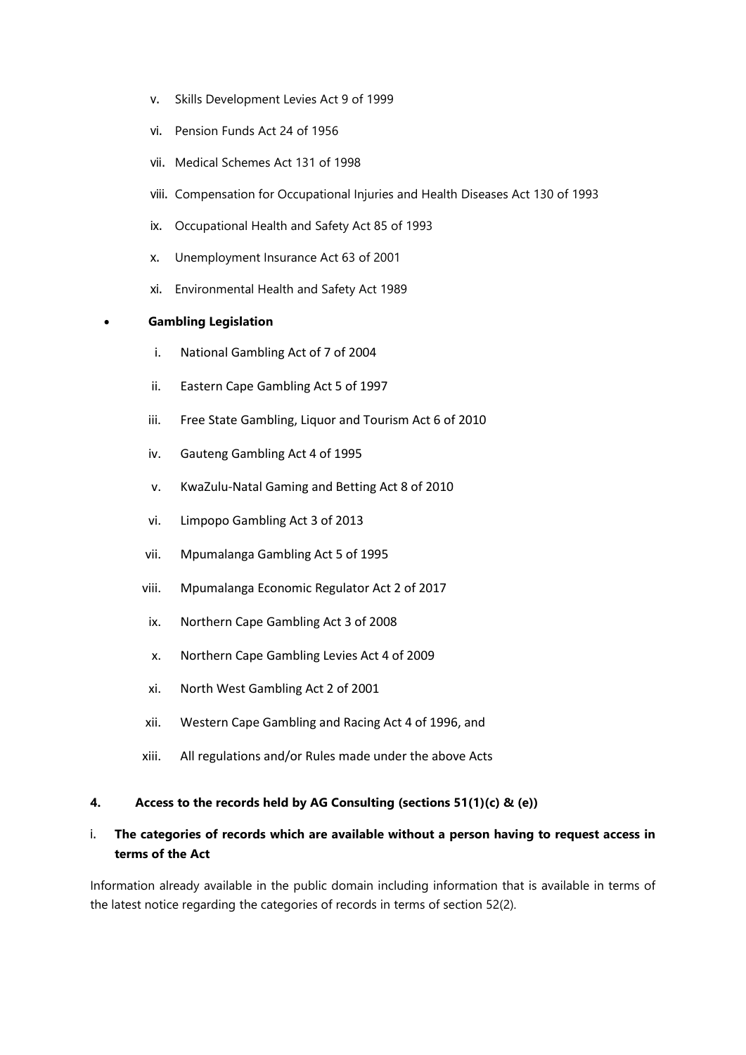v. Skills Development Levies Act 9 of 1999

vi. Pension Funds Act 24 of 1956

vii. Medical Schemes Act 131 of 1998

viii. Compensation for Occupational Injuries and Health Diseases Act 130 of 1993

ix. Occupational Health and Safety Act 85 of 1993

x. Unemployment Insurance Act 63 of 2001

xi. Environmental Health and Safety Act 1989

- **Gambling Legislation**

  i. National Gambling Act of 7 of 2004

  ii. Eastern Cape Gambling Act 5 of 1997

  iii. Free State Gambling, Liquor and Tourism Act 6 of 2010

  iv. Gauteng Gambling Act 4 of 1995

  v. KwaZulu-Natal Gaming and Betting Act 8 of 2010

  vi. Limpopo Gambling Act 3 of 2013

  vii. Mpumalanga Gambling Act 5 of 1995

  viii. Mpumalanga Economic Regulator Act 2 of 2017

  ix. Northern Cape Gambling Act 3 of 2008

  x. Northern Cape Gambling Levies Act 4 of 2009

  xi. North West Gambling Act 2 of 2001

  xii. Western Cape Gambling and Racing Act 4 of 1996, and

  xiii. All regulations and/or Rules made under the above Acts

## 4. Access to the records held by AG Consulting (sections 51(1)(c) & (e))

### i. The categories of records which are available without a person having to request access in terms of the Act

Information already available in the public domain including information that is available in terms of the latest notice regarding the categories of records in terms of section 52(2).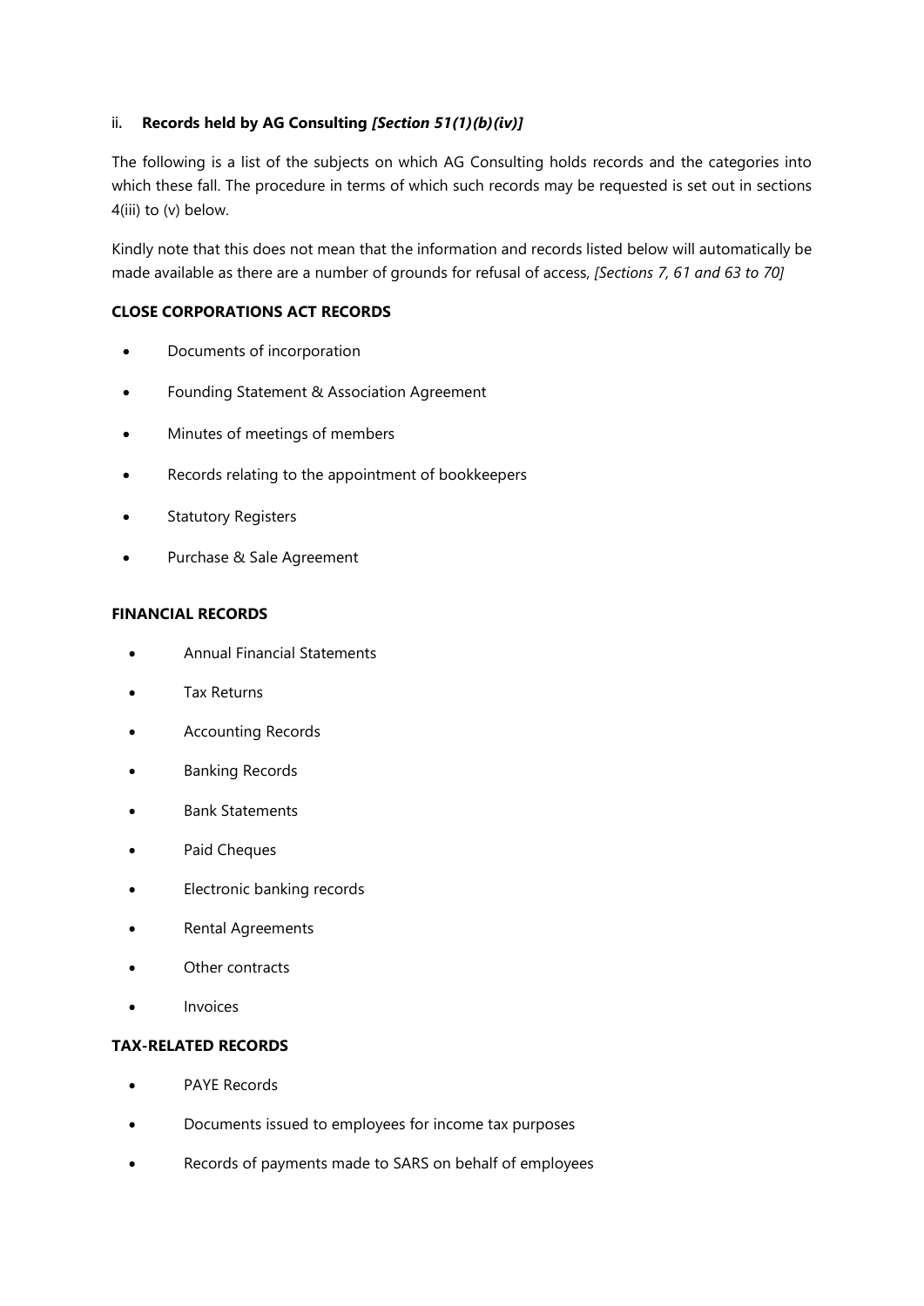### ii. **Records held by AG Consulting** ***[Section 51(1)(b)(iv)]***

The following is a list of the subjects on which AG Consulting holds records and the categories into which these fall. The procedure in terms of which such records may be requested is set out in sections 4(iii) to (v) below.

Kindly note that this does not mean that the information and records listed below will automatically be made available as there are a number of grounds for refusal of access, *[Sections 7, 61 and 63 to 70]*

**CLOSE CORPORATIONS ACT RECORDS**

- Documents of incorporation
- Founding Statement & Association Agreement
- Minutes of meetings of members
- Records relating to the appointment of bookkeepers
- Statutory Registers
- Purchase & Sale Agreement

**FINANCIAL RECORDS**

- Annual Financial Statements
- Tax Returns
- Accounting Records
- Banking Records
- Bank Statements
- Paid Cheques
- Electronic banking records
- Rental Agreements
- Other contracts
- Invoices

**TAX-RELATED RECORDS**

- PAYE Records
- Documents issued to employees for income tax purposes
- Records of payments made to SARS on behalf of employees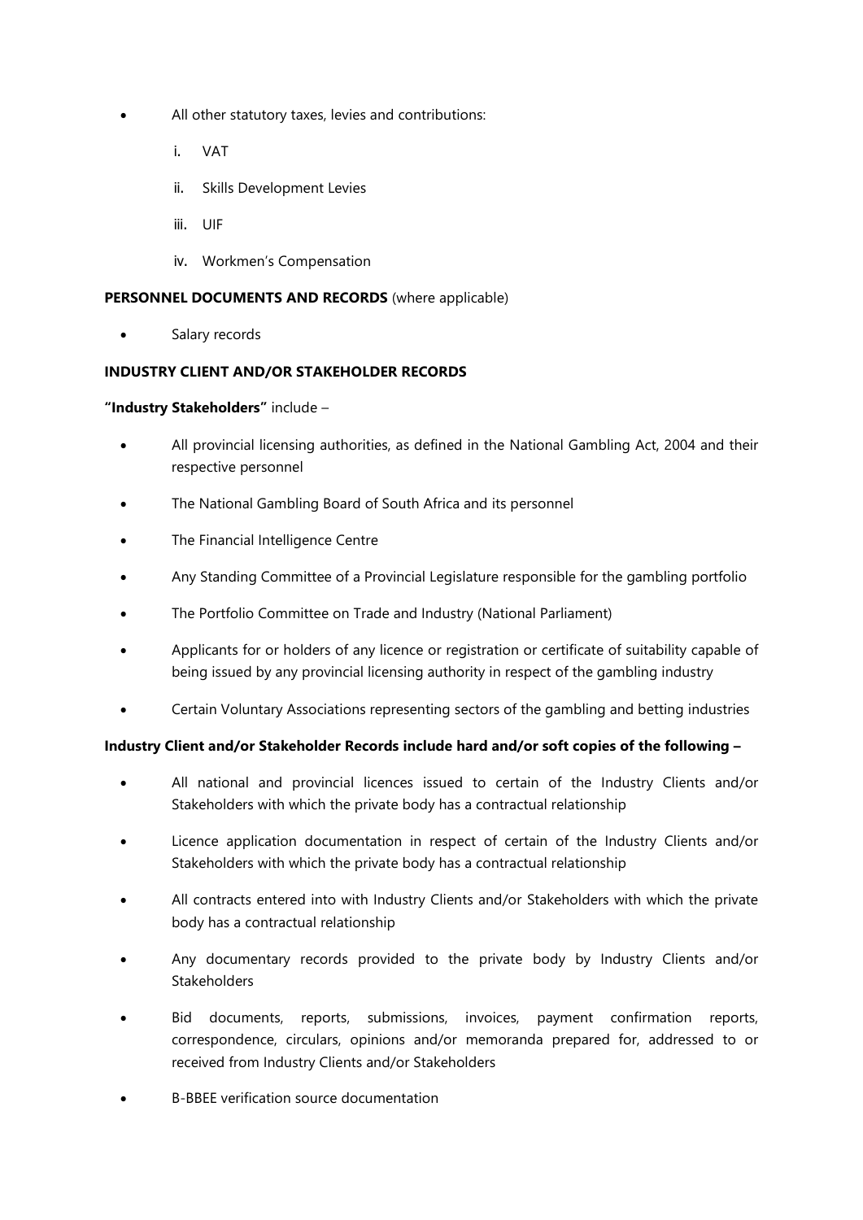- All other statutory taxes, levies and contributions:
    i. VAT
    ii. Skills Development Levies
    iii. UIF
    iv. Workmen's Compensation

**PERSONNEL DOCUMENTS AND RECORDS** (where applicable)

- Salary records

**INDUSTRY CLIENT AND/OR STAKEHOLDER RECORDS**

**"Industry Stakeholders"** include –

- All provincial licensing authorities, as defined in the National Gambling Act, 2004 and their respective personnel
- The National Gambling Board of South Africa and its personnel
- The Financial Intelligence Centre
- Any Standing Committee of a Provincial Legislature responsible for the gambling portfolio
- The Portfolio Committee on Trade and Industry (National Parliament)
- Applicants for or holders of any licence or registration or certificate of suitability capable of being issued by any provincial licensing authority in respect of the gambling industry
- Certain Voluntary Associations representing sectors of the gambling and betting industries

**Industry Client and/or Stakeholder Records include hard and/or soft copies of the following –**

- All national and provincial licences issued to certain of the Industry Clients and/or Stakeholders with which the private body has a contractual relationship
- Licence application documentation in respect of certain of the Industry Clients and/or Stakeholders with which the private body has a contractual relationship
- All contracts entered into with Industry Clients and/or Stakeholders with which the private body has a contractual relationship
- Any documentary records provided to the private body by Industry Clients and/or Stakeholders
- Bid documents, reports, submissions, invoices, payment confirmation reports, correspondence, circulars, opinions and/or memoranda prepared for, addressed to or received from Industry Clients and/or Stakeholders
- B-BBEE verification source documentation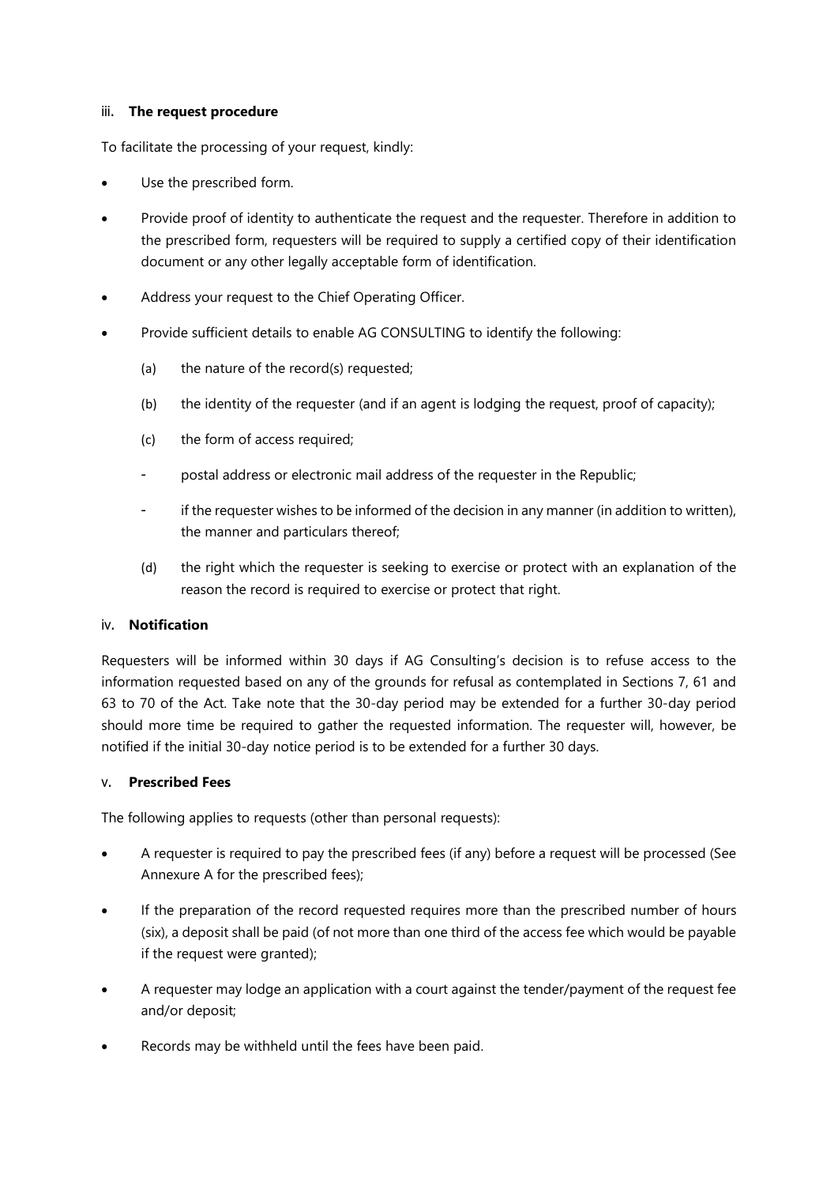### iii. **The request procedure**

To facilitate the processing of your request, kindly:

- Use the prescribed form.
- Provide proof of identity to authenticate the request and the requester. Therefore in addition to the prescribed form, requesters will be required to supply a certified copy of their identification document or any other legally acceptable form of identification.
- Address your request to the Chief Operating Officer.
- Provide sufficient details to enable AG CONSULTING to identify the following:
  - (a) the nature of the record(s) requested;
  - (b) the identity of the requester (and if an agent is lodging the request, proof of capacity);
  - (c) the form of access required;
    - postal address or electronic mail address of the requester in the Republic;
    - if the requester wishes to be informed of the decision in any manner (in addition to written), the manner and particulars thereof;
  - (d) the right which the requester is seeking to exercise or protect with an explanation of the reason the record is required to exercise or protect that right.

### iv. **Notification**

Requesters will be informed within 30 days if AG Consulting's decision is to refuse access to the information requested based on any of the grounds for refusal as contemplated in Sections 7, 61 and 63 to 70 of the Act. Take note that the 30-day period may be extended for a further 30-day period should more time be required to gather the requested information. The requester will, however, be notified if the initial 30-day notice period is to be extended for a further 30 days.

### v. **Prescribed Fees**

The following applies to requests (other than personal requests):

- A requester is required to pay the prescribed fees (if any) before a request will be processed (See Annexure A for the prescribed fees);
- If the preparation of the record requested requires more than the prescribed number of hours (six), a deposit shall be paid (of not more than one third of the access fee which would be payable if the request were granted);
- A requester may lodge an application with a court against the tender/payment of the request fee and/or deposit;
- Records may be withheld until the fees have been paid.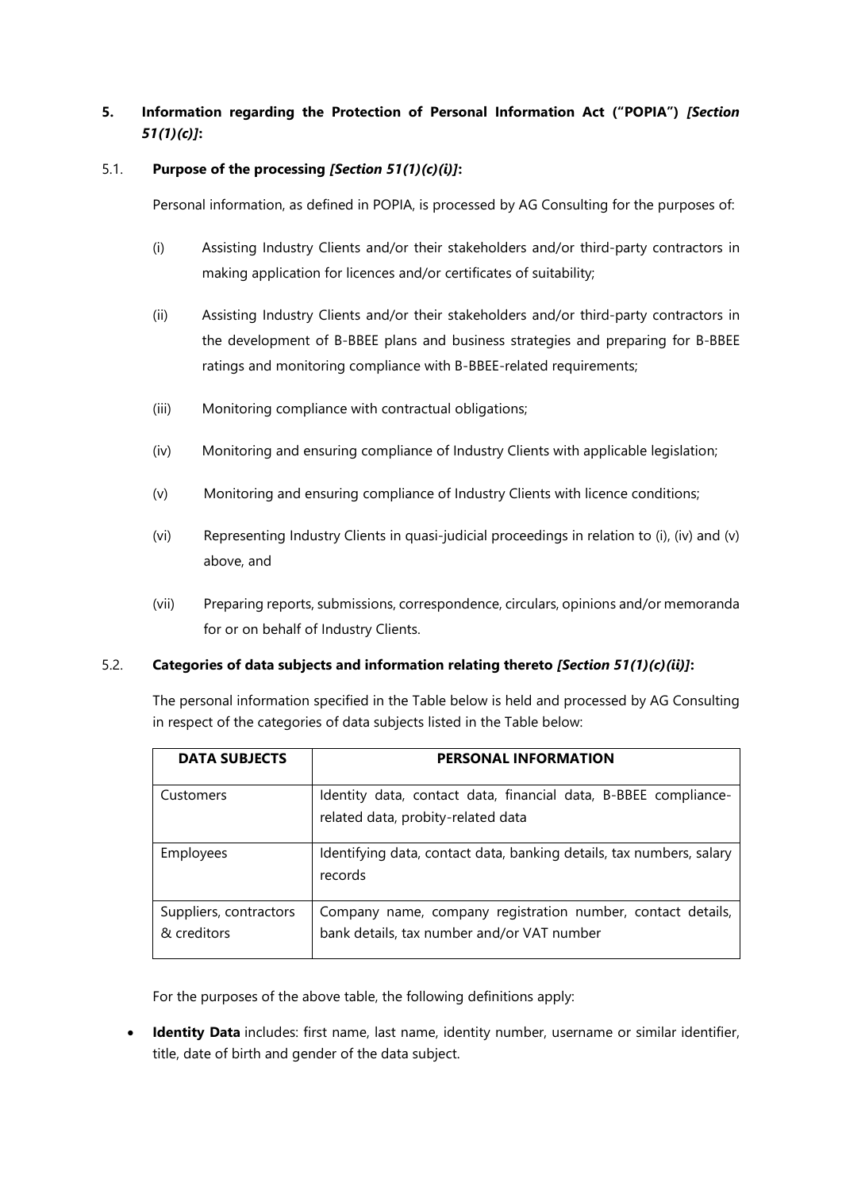## 5. Information regarding the Protection of Personal Information Act ("POPIA") *[Section 51(1)(c)]*:

### 5.1. Purpose of the processing *[Section 51(1)(c)(i)]*:

Personal information, as defined in POPIA, is processed by AG Consulting for the purposes of:

(i) Assisting Industry Clients and/or their stakeholders and/or third-party contractors in making application for licences and/or certificates of suitability;

(ii) Assisting Industry Clients and/or their stakeholders and/or third-party contractors in the development of B-BBEE plans and business strategies and preparing for B-BBEE ratings and monitoring compliance with B-BBEE-related requirements;

(iii) Monitoring compliance with contractual obligations;

(iv) Monitoring and ensuring compliance of Industry Clients with applicable legislation;

(v) Monitoring and ensuring compliance of Industry Clients with licence conditions;

(vi) Representing Industry Clients in quasi-judicial proceedings in relation to (i), (iv) and (v) above, and

(vii) Preparing reports, submissions, correspondence, circulars, opinions and/or memoranda for or on behalf of Industry Clients.

### 5.2. Categories of data subjects and information relating thereto *[Section 51(1)(c)(ii)]*:

The personal information specified in the Table below is held and processed by AG Consulting in respect of the categories of data subjects listed in the Table below:

| DATA SUBJECTS | PERSONAL INFORMATION |
|---|---|
| Customers | Identity data, contact data, financial data, B-BBEE compliance-related data, probity-related data |
| Employees | Identifying data, contact data, banking details, tax numbers, salary records |
| Suppliers, contractors & creditors | Company name, company registration number, contact details, bank details, tax number and/or VAT number |

For the purposes of the above table, the following definitions apply:

- **Identity Data** includes: first name, last name, identity number, username or similar identifier, title, date of birth and gender of the data subject.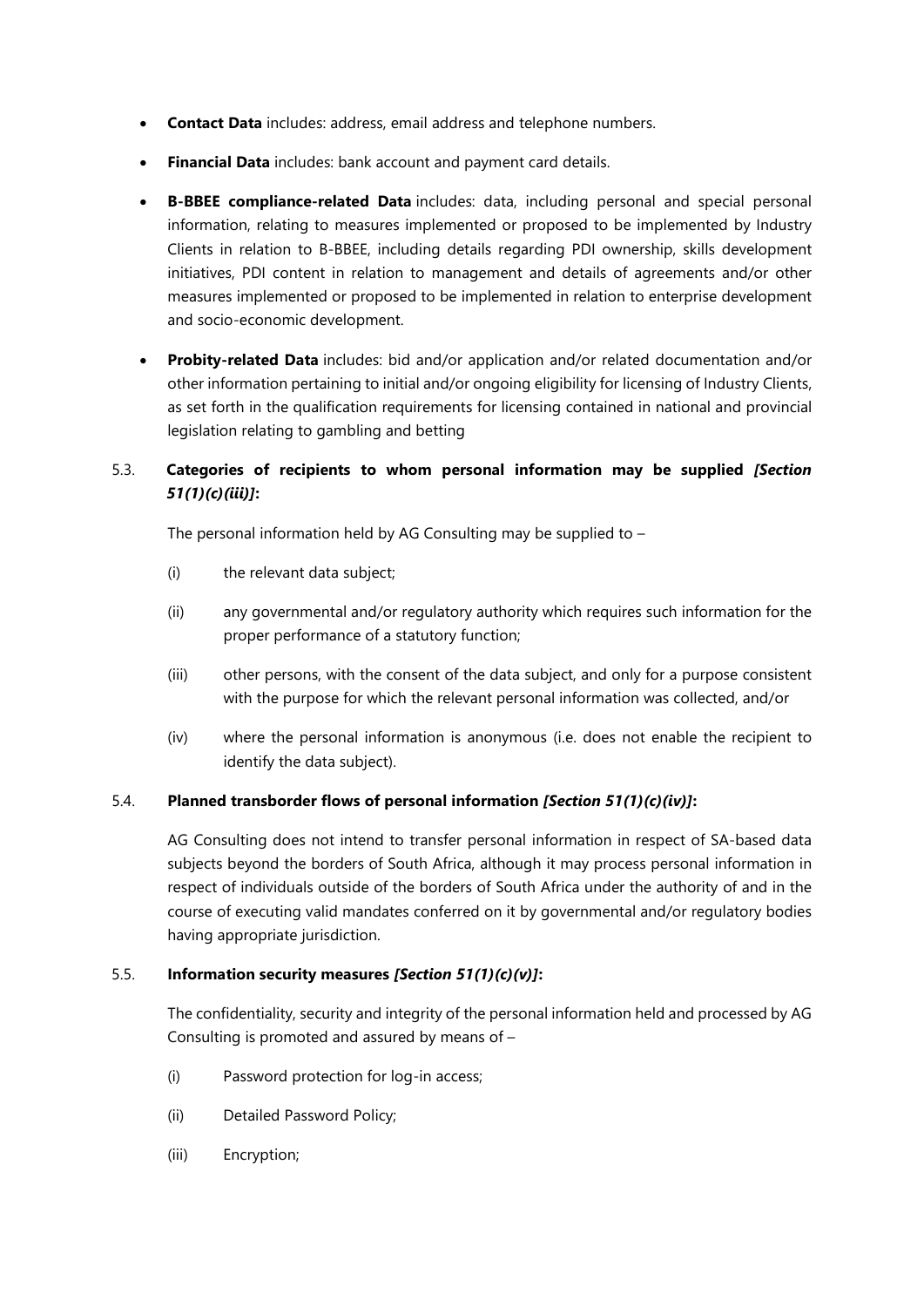- **Contact Data** includes: address, email address and telephone numbers.
- **Financial Data** includes: bank account and payment card details.
- **B-BBEE compliance-related Data** includes: data, including personal and special personal information, relating to measures implemented or proposed to be implemented by Industry Clients in relation to B-BBEE, including details regarding PDI ownership, skills development initiatives, PDI content in relation to management and details of agreements and/or other measures implemented or proposed to be implemented in relation to enterprise development and socio-economic development.
- **Probity-related Data** includes: bid and/or application and/or related documentation and/or other information pertaining to initial and/or ongoing eligibility for licensing of Industry Clients, as set forth in the qualification requirements for licensing contained in national and provincial legislation relating to gambling and betting

5.3. **Categories of recipients to whom personal information may be supplied *[Section 51(1)(c)(iii)]*:**

The personal information held by AG Consulting may be supplied to –

(i) the relevant data subject;

(ii) any governmental and/or regulatory authority which requires such information for the proper performance of a statutory function;

(iii) other persons, with the consent of the data subject, and only for a purpose consistent with the purpose for which the relevant personal information was collected, and/or

(iv) where the personal information is anonymous (i.e. does not enable the recipient to identify the data subject).

5.4. **Planned transborder flows of personal information *[Section 51(1)(c)(iv)]*:**

AG Consulting does not intend to transfer personal information in respect of SA-based data subjects beyond the borders of South Africa, although it may process personal information in respect of individuals outside of the borders of South Africa under the authority of and in the course of executing valid mandates conferred on it by governmental and/or regulatory bodies having appropriate jurisdiction.

5.5. **Information security measures *[Section 51(1)(c)(v)]*:**

The confidentiality, security and integrity of the personal information held and processed by AG Consulting is promoted and assured by means of –

(i) Password protection for log-in access;

(ii) Detailed Password Policy;

(iii) Encryption;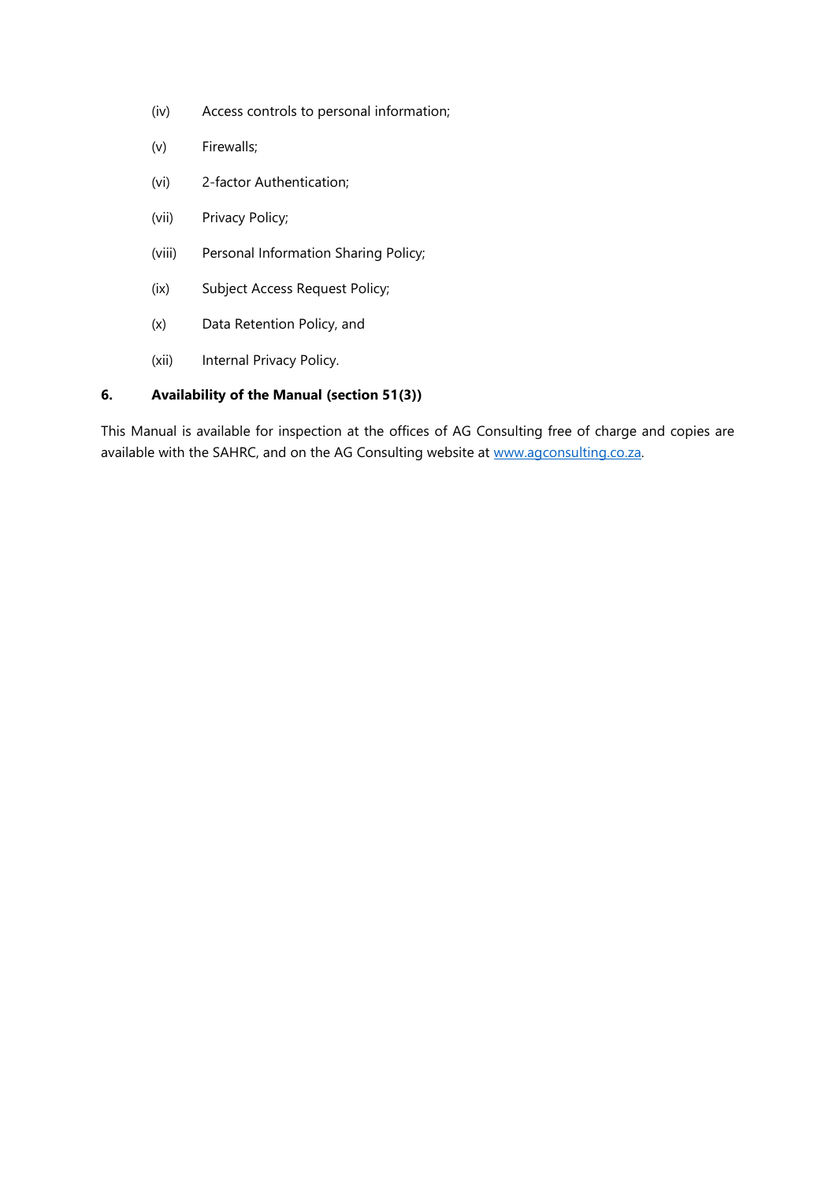(iv) Access controls to personal information;

(v) Firewalls;

(vi) 2-factor Authentication;

(vii) Privacy Policy;

(viii) Personal Information Sharing Policy;

(ix) Subject Access Request Policy;

(x) Data Retention Policy, and

(xii) Internal Privacy Policy.

## 6. Availability of the Manual (section 51(3))

This Manual is available for inspection at the offices of AG Consulting free of charge and copies are available with the SAHRC, and on the AG Consulting website at [www.agconsulting.co.za](www.agconsulting.co.za).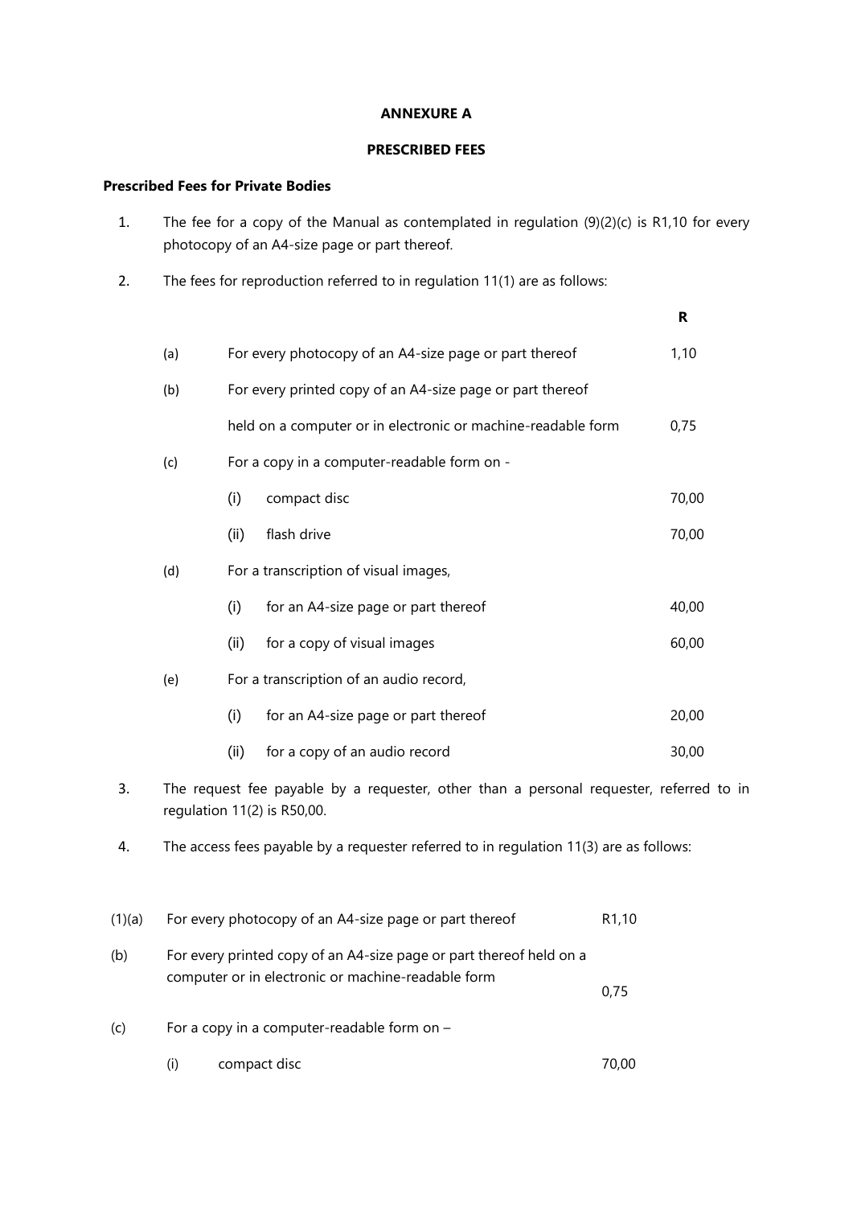**ANNEXURE A**

**PRESCRIBED FEES**

**Prescribed Fees for Private Bodies**

1. The fee for a copy of the Manual as contemplated in regulation (9)(2)(c) is R1,10 for every photocopy of an A4-size page or part thereof.

2. The fees for reproduction referred to in regulation 11(1) are as follows:

| | | | R |
|---|---|---|---|
| (a) | For every photocopy of an A4-size page or part thereof | | 1,10 |
| (b) | For every printed copy of an A4-size page or part thereof held on a computer or in electronic or machine-readable form | | 0,75 |
| (c) | For a copy in a computer-readable form on - | | |
| | (i) | compact disc | 70,00 |
| | (ii) | flash drive | 70,00 |
| (d) | For a transcription of visual images, | | |
| | (i) | for an A4-size page or part thereof | 40,00 |
| | (ii) | for a copy of visual images | 60,00 |
| (e) | For a transcription of an audio record, | | |
| | (i) | for an A4-size page or part thereof | 20,00 |
| | (ii) | for a copy of an audio record | 30,00 |

3. The request fee payable by a requester, other than a personal requester, referred to in regulation 11(2) is R50,00.

4. The access fees payable by a requester referred to in regulation 11(3) are as follows:

| | | | |
|---|---|---|---|
| (1)(a) | For every photocopy of an A4-size page or part thereof | | R1,10 |
| (b) | For every printed copy of an A4-size page or part thereof held on a computer or in electronic or machine-readable form | | 0,75 |
| (c) | For a copy in a computer-readable form on – | | |
| | (i) | compact disc | 70,00 |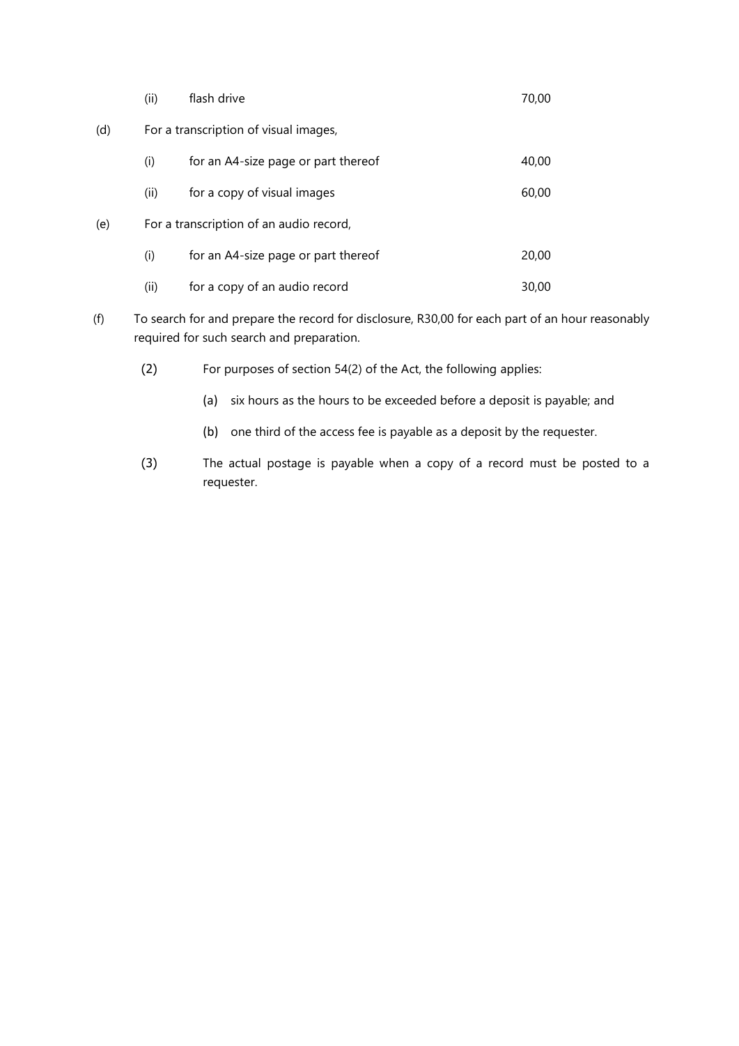| | | | |
|---|---|---|---|
| | (ii) | flash drive | 70,00 |
| (d) | For a transcription of visual images, | | |
| | (i) | for an A4-size page or part thereof | 40,00 |
| | (ii) | for a copy of visual images | 60,00 |
| (e) | For a transcription of an audio record, | | |
| | (i) | for an A4-size page or part thereof | 20,00 |
| | (ii) | for a copy of an audio record | 30,00 |

(f) To search for and prepare the record for disclosure, R30,00 for each part of an hour reasonably required for such search and preparation.

(2) For purposes of section 54(2) of the Act, the following applies:

(a) six hours as the hours to be exceeded before a deposit is payable; and

(b) one third of the access fee is payable as a deposit by the requester.

(3) The actual postage is payable when a copy of a record must be posted to a requester.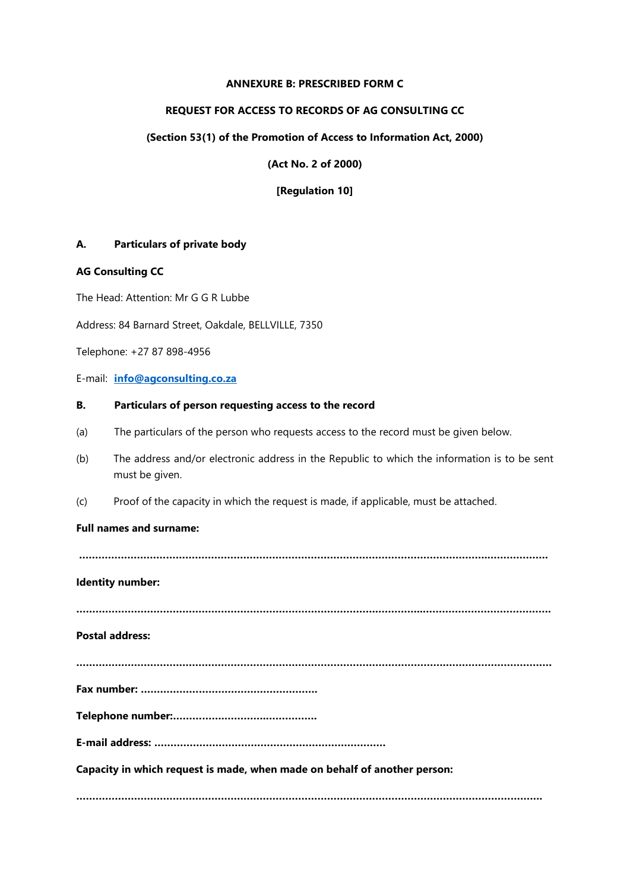**ANNEXURE B: PRESCRIBED FORM C**

**REQUEST FOR ACCESS TO RECORDS OF AG CONSULTING CC**

**(Section 53(1) of the Promotion of Access to Information Act, 2000)**

**(Act No. 2 of 2000)**

**[Regulation 10]**

**A. Particulars of private body**

**AG Consulting CC**

The Head: Attention: Mr G G R Lubbe

Address: 84 Barnard Street, Oakdale, BELLVILLE, 7350

Telephone: +27 87 898-4956

E-mail: **info@agconsulting.co.za**

**B. Particulars of person requesting access to the record**

(a) The particulars of the person who requests access to the record must be given below.

(b) The address and/or electronic address in the Republic to which the information is to be sent must be given.

(c) Proof of the capacity in which the request is made, if applicable, must be attached.

**Full names and surname:**

**.................................................................................................................................................**

**Identity number:**

**.................................................................................................................................................**

**Postal address:**

**.................................................................................................................................................**

**Fax number: .......................................................**

**Telephone number:.............................................**

**E-mail address: ........................................................................**

**Capacity in which request is made, when made on behalf of another person:**

**...............................................................................................................................................**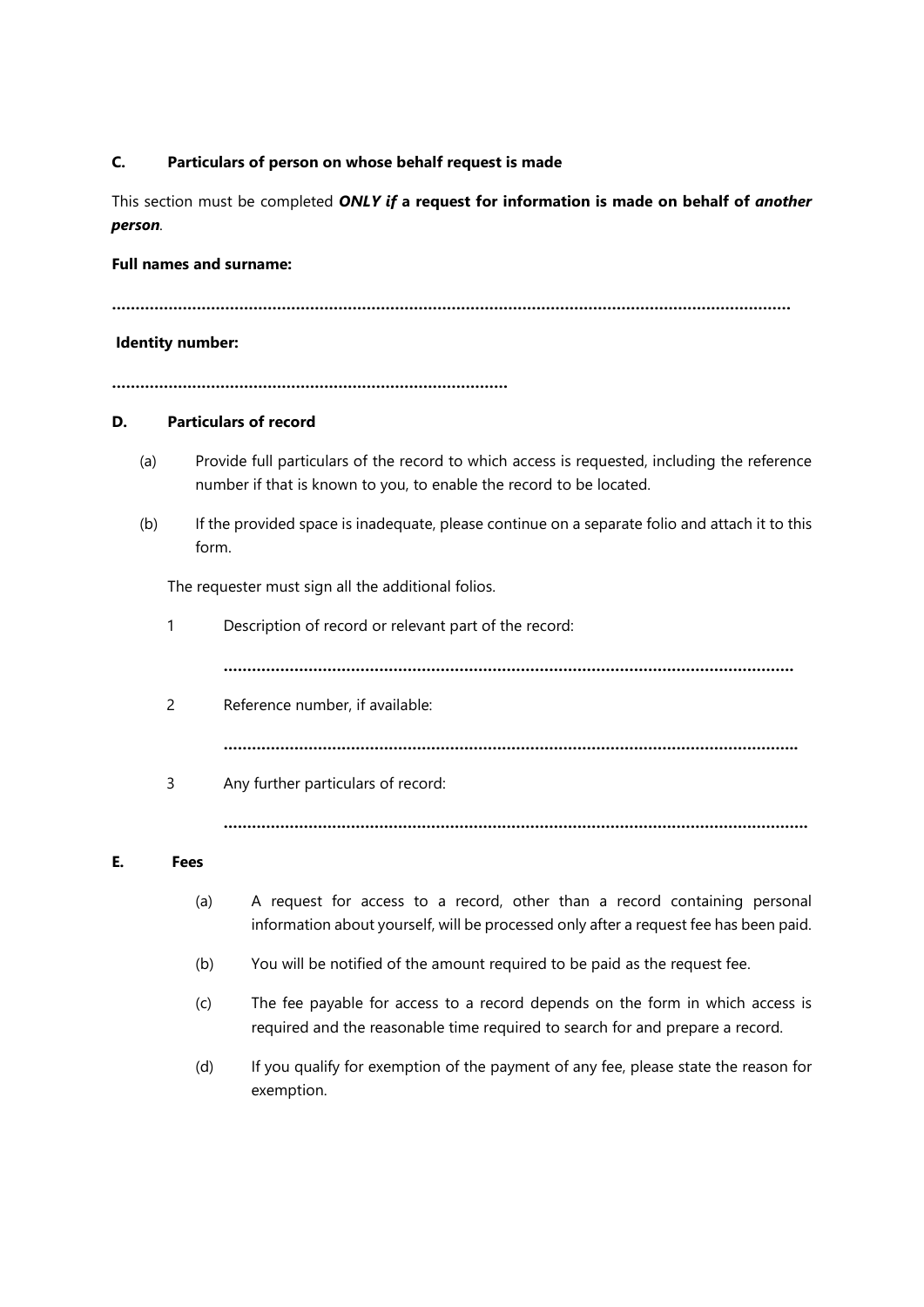**C. Particulars of person on whose behalf request is made**

This section must be completed ***ONLY if*** **a request for information is made on behalf of *another person***.

**Full names and surname:**

**……………………………………………………………………………………………………………………………………**

**Identity number:**

**…………………………………………………………………………**

**D. Particulars of record**

(a) Provide full particulars of the record to which access is requested, including the reference number if that is known to you, to enable the record to be located.

(b) If the provided space is inadequate, please continue on a separate folio and attach it to this form.

The requester must sign all the additional folios.

1. Description of record or relevant part of the record:

   **……………………………………………………………………………………………………………**

2. Reference number, if available:

   **……………………………………………………………………………………………………………**

3. Any further particulars of record:

   **……………………………………………………………………………………………………………**

**E. Fees**

(a) A request for access to a record, other than a record containing personal information about yourself, will be processed only after a request fee has been paid.

(b) You will be notified of the amount required to be paid as the request fee.

(c) The fee payable for access to a record depends on the form in which access is required and the reasonable time required to search for and prepare a record.

(d) If you qualify for exemption of the payment of any fee, please state the reason for exemption.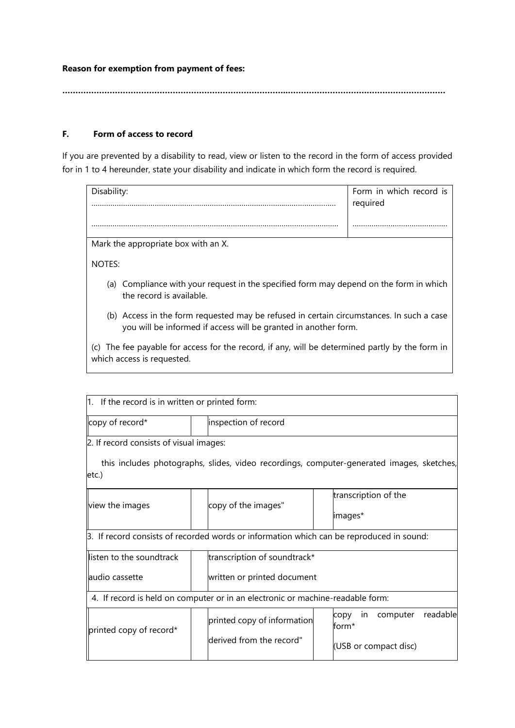**Reason for exemption from payment of fees:**

**…………………………………………………………………………………………………………………………**

**F. Form of access to record**

If you are prevented by a disability to read, view or listen to the record in the form of access provided for in 1 to 4 hereunder, state your disability and indicate in which form the record is required.

| Disability: ……………………………………………………………………………… ……………………………………………………………………………… | Form in which record is required ……………………………… |
|---|---|
| Mark the appropriate box with an X. | |

NOTES:

(a) Compliance with your request in the specified form may depend on the form in which the record is available.

(b) Access in the form requested may be refused in certain circumstances. In such a case you will be informed if access will be granted in another form.

(c) The fee payable for access for the record, if any, will be determined partly by the form in which access is requested.

| 1. If the record is in written or printed form: | | | | |
|---|---|---|---|---|
| copy of record* | | inspection of record | | |
| 2. If record consists of visual images: this includes photographs, slides, video recordings, computer-generated images, sketches, etc.) | | | | |
| view the images | | copy of the images" | | transcription of the images* |
| 3. If record consists of recorded words or information which can be reproduced in sound: | | | | |
| listen to the soundtrack audio cassette | | transcription of soundtrack* written or printed document | | |
| 4. If record is held on computer or in an electronic or machine-readable form: | | | | |
| printed copy of record* | | printed copy of information derived from the record" | | copy in computer readable form* (USB or compact disc) |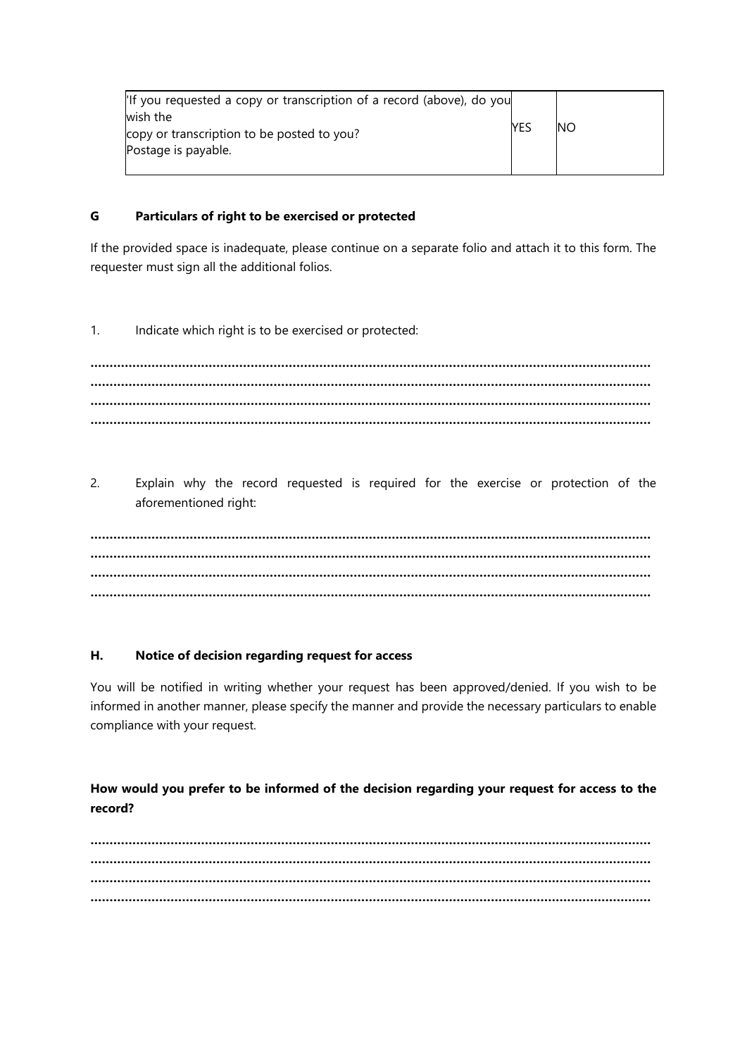| 'If you requested a copy or transcription of a record (above), do you wish the copy or transcription to be posted to you? Postage is payable. | YES | NO |
|---|---|---|

**G Particulars of right to be exercised or protected**

If the provided space is inadequate, please continue on a separate folio and attach it to this form. The requester must sign all the additional folios.

1. Indicate which right is to be exercised or protected:

……………………………………………………………………………………………………………………………………
……………………………………………………………………………………………………………………………………
……………………………………………………………………………………………………………………………………
……………………………………………………………………………………………………………………………………

2. Explain why the record requested is required for the exercise or protection of the aforementioned right:

……………………………………………………………………………………………………………………………………
……………………………………………………………………………………………………………………………………
……………………………………………………………………………………………………………………………………
……………………………………………………………………………………………………………………………………

**H. Notice of decision regarding request for access**

You will be notified in writing whether your request has been approved/denied. If you wish to be informed in another manner, please specify the manner and provide the necessary particulars to enable compliance with your request.

**How would you prefer to be informed of the decision regarding your request for access to the record?**

……………………………………………………………………………………………………………………………………
……………………………………………………………………………………………………………………………………
……………………………………………………………………………………………………………………………………
……………………………………………………………………………………………………………………………………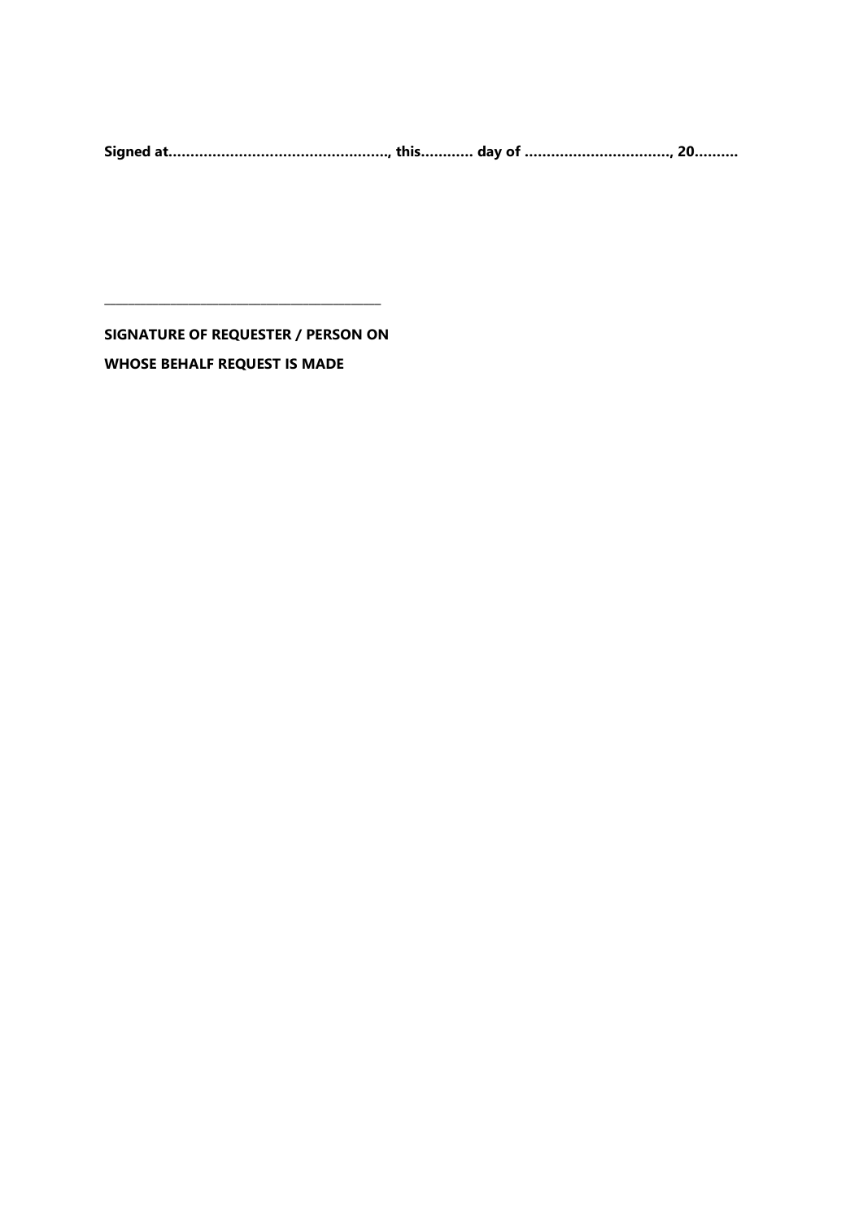**Signed at……………………………………………., this……….. day of ……………………………., 20……….**

\_\_\_\_\_\_\_\_\_\_\_\_\_\_\_\_\_\_\_\_\_\_\_\_\_\_\_\_\_\_\_\_\_\_\_\_\_\_\_\_\_\_

**SIGNATURE OF REQUESTER / PERSON ON**

**WHOSE BEHALF REQUEST IS MADE**